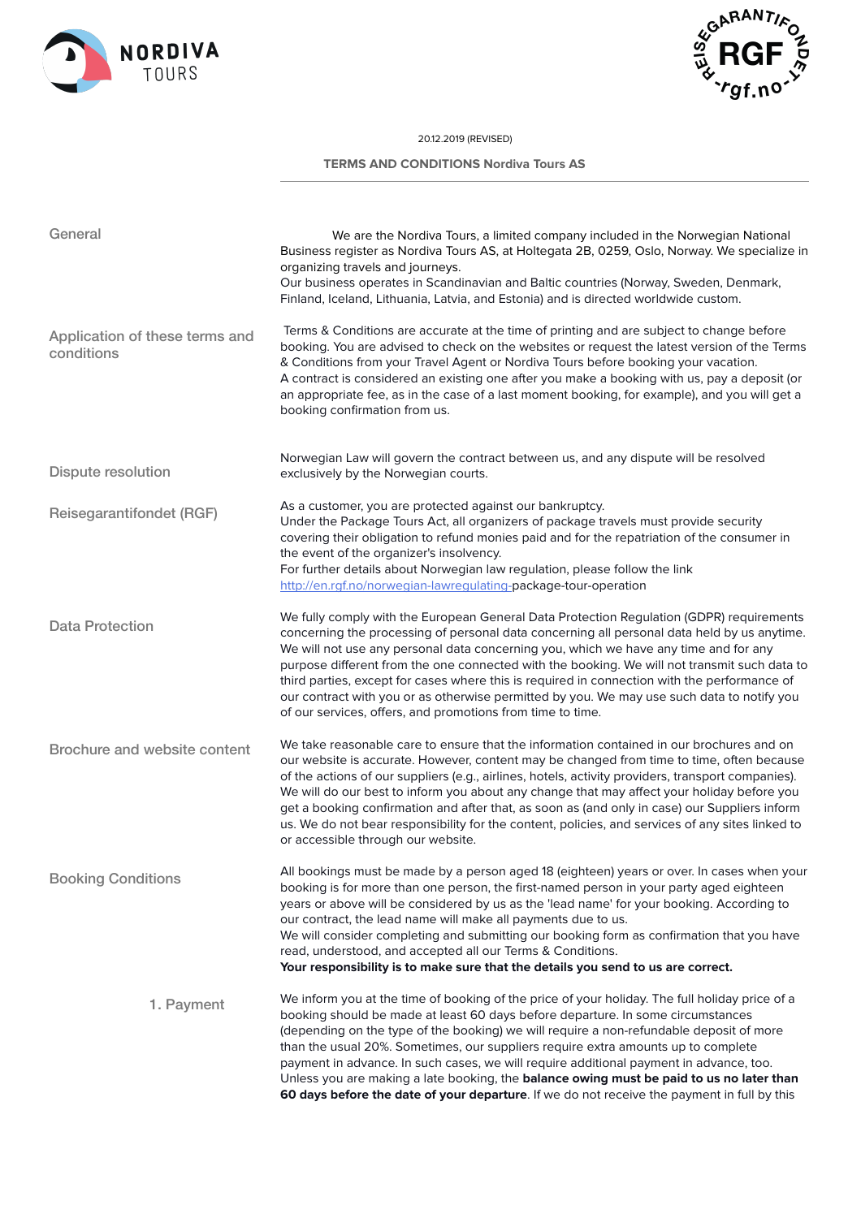20.12.2019 (REVISED)

# TERMS AND CONDITIONS Nordiva Tours AS

## General

We are the Nordiva Tours, a limited company included in the Norwegian National Business register as Nordiva Tours AS, at Holtegata 2B, 0259, Oslo, Norway. We specialize in organizing travels and journeys.
Our business operates in Scandinavian and Baltic countries (Norway, Sweden, Denmark, Finland, Iceland, Lithuania, Latvia, and Estonia) and is directed worldwide custom.

## Application of these terms and conditions

Terms & Conditions are accurate at the time of printing and are subject to change before booking. You are advised to check on the websites or request the latest version of the Terms & Conditions from your Travel Agent or Nordiva Tours before booking your vacation.
A contract is considered an existing one after you make a booking with us, pay a deposit (or an appropriate fee, as in the case of a last moment booking, for example), and you will get a booking confirmation from us.

## Dispute resolution

Norwegian Law will govern the contract between us, and any dispute will be resolved exclusively by the Norwegian courts.

## Reisegarantifondet (RGF)

As a customer, you are protected against our bankruptcy.
Under the Package Tours Act, all organizers of package travels must provide security covering their obligation to refund monies paid and for the repatriation of the consumer in the event of the organizer's insolvency.
For further details about Norwegian law regulation, please follow the link http://en.rgf.no/norwegian-lawregulating-package-tour-operation

## Data Protection

We fully comply with the European General Data Protection Regulation (GDPR) requirements concerning the processing of personal data concerning all personal data held by us anytime. We will not use any personal data concerning you, which we have any time and for any purpose different from the one connected with the booking. We will not transmit such data to third parties, except for cases where this is required in connection with the performance of our contract with you or as otherwise permitted by you. We may use such data to notify you of our services, offers, and promotions from time to time.

## Brochure and website content

We take reasonable care to ensure that the information contained in our brochures and on our website is accurate. However, content may be changed from time to time, often because of the actions of our suppliers (e.g., airlines, hotels, activity providers, transport companies). We will do our best to inform you about any change that may affect your holiday before you get a booking confirmation and after that, as soon as (and only in case) our Suppliers inform us. We do not bear responsibility for the content, policies, and services of any sites linked to or accessible through our website.

## Booking Conditions

All bookings must be made by a person aged 18 (eighteen) years or over. In cases when your booking is for more than one person, the first-named person in your party aged eighteen years or above will be considered by us as the 'lead name' for your booking. According to our contract, the lead name will make all payments due to us.
We will consider completing and submitting our booking form as confirmation that you have read, understood, and accepted all our Terms & Conditions.
**Your responsibility is to make sure that the details you send to us are correct.**

### 1. Payment

We inform you at the time of booking of the price of your holiday. The full holiday price of a booking should be made at least 60 days before departure. In some circumstances (depending on the type of the booking) we will require a non-refundable deposit of more than the usual 20%. Sometimes, our suppliers require extra amounts up to complete payment in advance. In such cases, we will require additional payment in advance, too. Unless you are making a late booking, the **balance owing must be paid to us no later than 60 days before the date of your departure**. If we do not receive the payment in full by this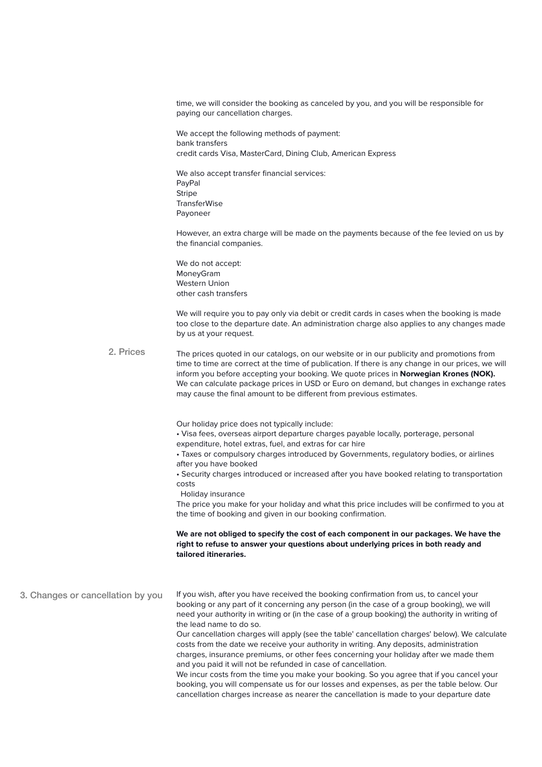time, we will consider the booking as canceled by you, and you will be responsible for paying our cancellation charges.

We accept the following methods of payment:
bank transfers
credit cards Visa, MasterCard, Dining Club, American Express

We also accept transfer financial services:
PayPal
Stripe
TransferWise
Payoneer

However, an extra charge will be made on the payments because of the fee levied on us by the financial companies.

We do not accept:
MoneyGram
Western Union
other cash transfers

We will require you to pay only via debit or credit cards in cases when the booking is made too close to the departure date. An administration charge also applies to any changes made by us at your request.

## 2. Prices

The prices quoted in our catalogs, on our website or in our publicity and promotions from time to time are correct at the time of publication. If there is any change in our prices, we will inform you before accepting your booking. We quote prices in **Norwegian Krones (NOK).** We can calculate package prices in USD or Euro on demand, but changes in exchange rates may cause the final amount to be different from previous estimates.

Our holiday price does not typically include:
- Visa fees, overseas airport departure charges payable locally, porterage, personal expenditure, hotel extras, fuel, and extras for car hire
- Taxes or compulsory charges introduced by Governments, regulatory bodies, or airlines after you have booked
- Security charges introduced or increased after you have booked relating to transportation costs
- Holiday insurance

The price you make for your holiday and what this price includes will be confirmed to you at the time of booking and given in our booking confirmation.

**We are not obliged to specify the cost of each component in our packages. We have the right to refuse to answer your questions about underlying prices in both ready and tailored itineraries.**

## 3. Changes or cancellation by you

If you wish, after you have received the booking confirmation from us, to cancel your booking or any part of it concerning any person (in the case of a group booking), we will need your authority in writing or (in the case of a group booking) the authority in writing of the lead name to do so.
Our cancellation charges will apply (see the table' cancellation charges' below). We calculate costs from the date we receive your authority in writing. Any deposits, administration charges, insurance premiums, or other fees concerning your holiday after we made them and you paid it will not be refunded in case of cancellation.
We incur costs from the time you make your booking. So you agree that if you cancel your booking, you will compensate us for our losses and expenses, as per the table below. Our cancellation charges increase as nearer the cancellation is made to your departure date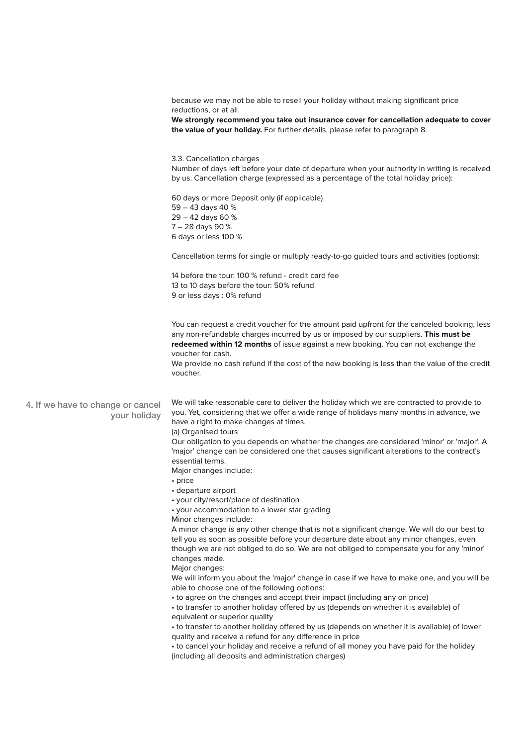because we may not be able to resell your holiday without making significant price reductions, or at all.
**We strongly recommend you take out insurance cover for cancellation adequate to cover the value of your holiday.** For further details, please refer to paragraph 8.

3.3. Cancellation charges
Number of days left before your date of departure when your authority in writing is received by us. Cancellation charge (expressed as a percentage of the total holiday price):

60 days or more Deposit only (if applicable)
59 – 43 days 40 %
29 – 42 days 60 %
7 – 28 days 90 %
6 days or less 100 %

Cancellation terms for single or multiply ready-to-go guided tours and activities (options):

14 before the tour: 100 % refund - credit card fee
13 to 10 days before the tour: 50% refund
9 or less days : 0% refund

You can request a credit voucher for the amount paid upfront for the canceled booking, less any non-refundable charges incurred by us or imposed by our suppliers. **This must be redeemed within 12 months** of issue against a new booking. You can not exchange the voucher for cash.
We provide no cash refund if the cost of the new booking is less than the value of the credit voucher.

## 4. If we have to change or cancel your holiday

We will take reasonable care to deliver the holiday which we are contracted to provide to you. Yet, considering that we offer a wide range of holidays many months in advance, we have a right to make changes at times.
(a) Organised tours
Our obligation to you depends on whether the changes are considered 'minor' or 'major'. A 'major' change can be considered one that causes significant alterations to the contract's essential terms.
Major changes include:
- price
- departure airport
- your city/resort/place of destination
- your accommodation to a lower star grading

Minor changes include:
A minor change is any other change that is not a significant change. We will do our best to tell you as soon as possible before your departure date about any minor changes, even though we are not obliged to do so. We are not obliged to compensate you for any 'minor' changes made.
Major changes:
We will inform you about the 'major' change in case if we have to make one, and you will be able to choose one of the following options:
- to agree on the changes and accept their impact (including any on price)
- to transfer to another holiday offered by us (depends on whether it is available) of equivalent or superior quality
- to transfer to another holiday offered by us (depends on whether it is available) of lower quality and receive a refund for any difference in price
- to cancel your holiday and receive a refund of all money you have paid for the holiday (including all deposits and administration charges)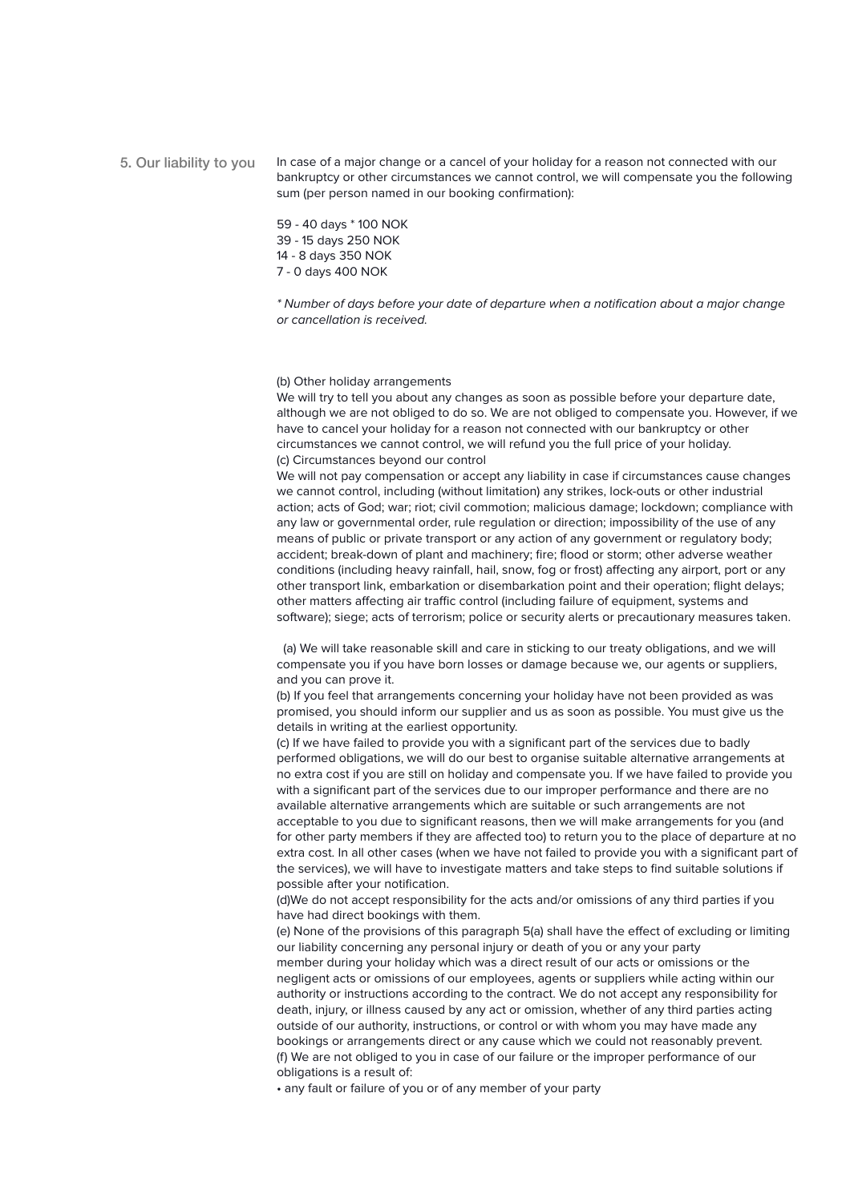## 5. Our liability to you

In case of a major change or a cancel of your holiday for a reason not connected with our bankruptcy or other circumstances we cannot control, we will compensate you the following sum (per person named in our booking confirmation):

59 - 40 days * 100 NOK
39 - 15 days 250 NOK
14 - 8 days 350 NOK
7 - 0 days 400 NOK

*\* Number of days before your date of departure when a notification about a major change or cancellation is received.*

(b) Other holiday arrangements
We will try to tell you about any changes as soon as possible before your departure date, although we are not obliged to do so. We are not obliged to compensate you. However, if we have to cancel your holiday for a reason not connected with our bankruptcy or other circumstances we cannot control, we will refund you the full price of your holiday.
(c) Circumstances beyond our control
We will not pay compensation or accept any liability in case if circumstances cause changes we cannot control, including (without limitation) any strikes, lock-outs or other industrial action; acts of God; war; riot; civil commotion; malicious damage; lockdown; compliance with any law or governmental order, rule regulation or direction; impossibility of the use of any means of public or private transport or any action of any government or regulatory body; accident; break-down of plant and machinery; fire; flood or storm; other adverse weather conditions (including heavy rainfall, hail, snow, fog or frost) affecting any airport, port or any other transport link, embarkation or disembarkation point and their operation; flight delays; other matters affecting air traffic control (including failure of equipment, systems and software); siege; acts of terrorism; police or security alerts or precautionary measures taken.

(a) We will take reasonable skill and care in sticking to our treaty obligations, and we will compensate you if you have born losses or damage because we, our agents or suppliers, and you can prove it.
(b) If you feel that arrangements concerning your holiday have not been provided as was promised, you should inform our supplier and us as soon as possible. You must give us the details in writing at the earliest opportunity.
(c) If we have failed to provide you with a significant part of the services due to badly performed obligations, we will do our best to organise suitable alternative arrangements at no extra cost if you are still on holiday and compensate you. If we have failed to provide you with a significant part of the services due to our improper performance and there are no available alternative arrangements which are suitable or such arrangements are not acceptable to you due to significant reasons, then we will make arrangements for you (and for other party members if they are affected too) to return you to the place of departure at no extra cost. In all other cases (when we have not failed to provide you with a significant part of the services), we will have to investigate matters and take steps to find suitable solutions if possible after your notification.
(d)We do not accept responsibility for the acts and/or omissions of any third parties if you have had direct bookings with them.
(e) None of the provisions of this paragraph 5(a) shall have the effect of excluding or limiting our liability concerning any personal injury or death of you or any your party member during your holiday which was a direct result of our acts or omissions or the negligent acts or omissions of our employees, agents or suppliers while acting within our authority or instructions according to the contract. We do not accept any responsibility for death, injury, or illness caused by any act or omission, whether of any third parties acting outside of our authority, instructions, or control or with whom you may have made any bookings or arrangements direct or any cause which we could not reasonably prevent.
(f) We are not obliged to you in case of our failure or the improper performance of our obligations is a result of:

- any fault or failure of you or of any member of your party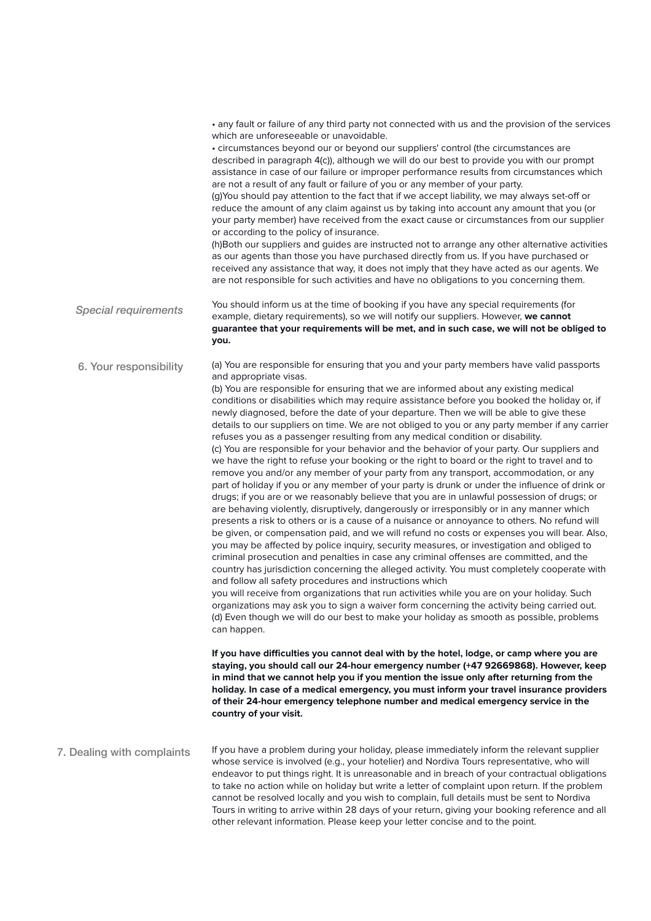• any fault or failure of any third party not connected with us and the provision of the services which are unforeseeable or unavoidable.

• circumstances beyond our or beyond our suppliers' control (the circumstances are described in paragraph 4(c)), although we will do our best to provide you with our prompt assistance in case of our failure or improper performance results from circumstances which are not a result of any fault or failure of you or any member of your party.

(g)You should pay attention to the fact that if we accept liability, we may always set-off or reduce the amount of any claim against us by taking into account any amount that you (or your party member) have received from the exact cause or circumstances from our supplier or according to the policy of insurance.

(h)Both our suppliers and guides are instructed not to arrange any other alternative activities as our agents than those you have purchased directly from us. If you have purchased or received any assistance that way, it does not imply that they have acted as our agents. We are not responsible for such activities and have no obligations to you concerning them.

### *Special requirements*

You should inform us at the time of booking if you have any special requirements (for example, dietary requirements), so we will notify our suppliers. However, **we cannot guarantee that your requirements will be met, and in such case, we will not be obliged to you.**

## 6. Your responsibility

(a) You are responsible for ensuring that you and your party members have valid passports and appropriate visas.

(b) You are responsible for ensuring that we are informed about any existing medical conditions or disabilities which may require assistance before you booked the holiday or, if newly diagnosed, before the date of your departure. Then we will be able to give these details to our suppliers on time. We are not obliged to you or any party member if any carrier refuses you as a passenger resulting from any medical condition or disability.

(c) You are responsible for your behavior and the behavior of your party. Our suppliers and we have the right to refuse your booking or the right to board or the right to travel and to remove you and/or any member of your party from any transport, accommodation, or any part of holiday if you or any member of your party is drunk or under the influence of drink or drugs; if you are or we reasonably believe that you are in unlawful possession of drugs; or are behaving violently, disruptively, dangerously or irresponsibly or in any manner which presents a risk to others or is a cause of a nuisance or annoyance to others. No refund will be given, or compensation paid, and we will refund no costs or expenses you will bear. Also, you may be affected by police inquiry, security measures, or investigation and obliged to criminal prosecution and penalties in case any criminal offenses are committed, and the country has jurisdiction concerning the alleged activity. You must completely cooperate with and follow all safety procedures and instructions which you will receive from organizations that run activities while you are on your holiday. Such organizations may ask you to sign a waiver form concerning the activity being carried out.

(d) Even though we will do our best to make your holiday as smooth as possible, problems can happen.

**If you have difficulties you cannot deal with by the hotel, lodge, or camp where you are staying, you should call our 24-hour emergency number (+47 92669868). However, keep in mind that we cannot help you if you mention the issue only after returning from the holiday. In case of a medical emergency, you must inform your travel insurance providers of their 24-hour emergency telephone number and medical emergency service in the country of your visit.**

## 7. Dealing with complaints

If you have a problem during your holiday, please immediately inform the relevant supplier whose service is involved (e.g., your hotelier) and Nordiva Tours representative, who will endeavor to put things right. It is unreasonable and in breach of your contractual obligations to take no action while on holiday but write a letter of complaint upon return. If the problem cannot be resolved locally and you wish to complain, full details must be sent to Nordiva Tours in writing to arrive within 28 days of your return, giving your booking reference and all other relevant information. Please keep your letter concise and to the point.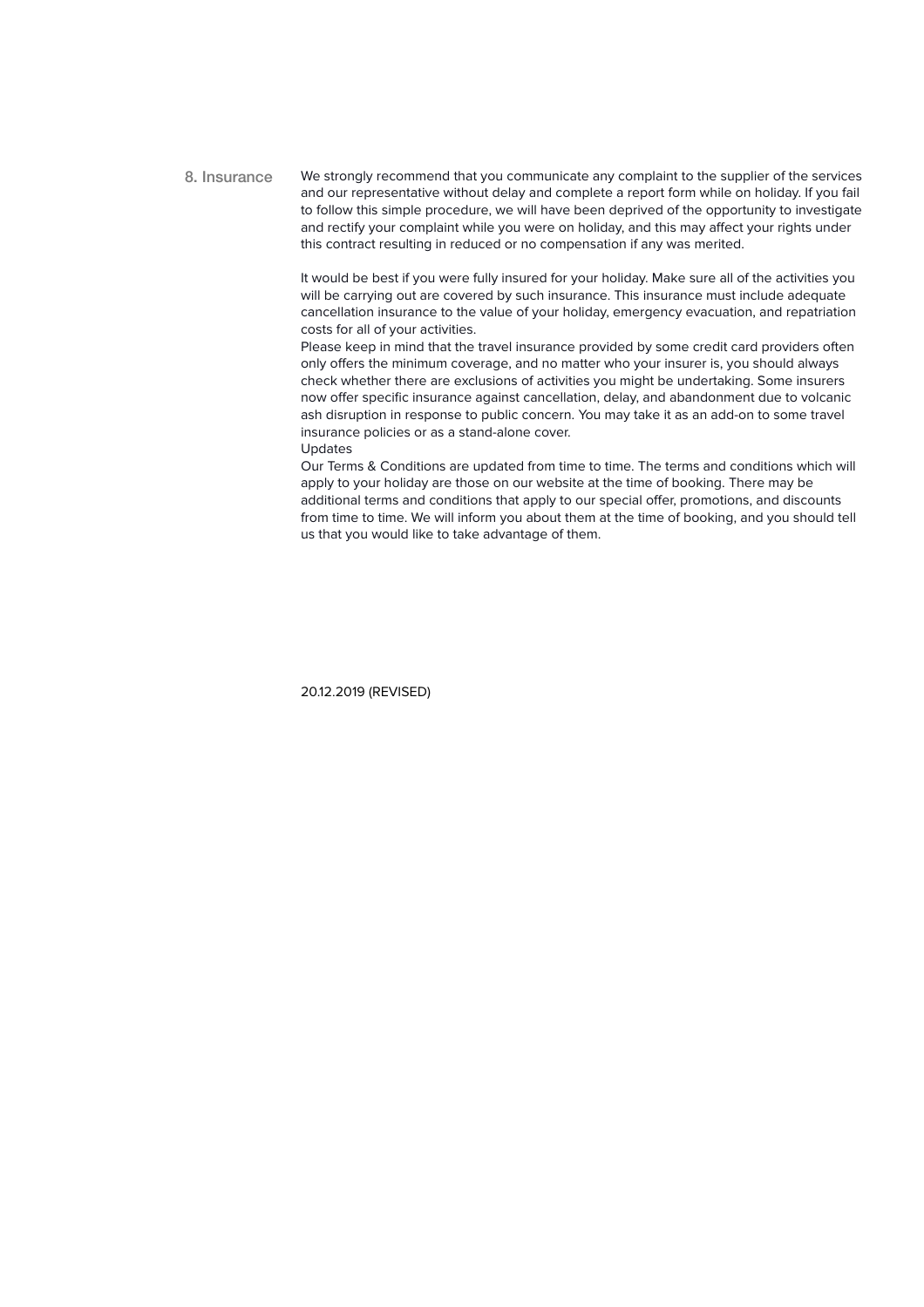## 8. Insurance

We strongly recommend that you communicate any complaint to the supplier of the services and our representative without delay and complete a report form while on holiday. If you fail to follow this simple procedure, we will have been deprived of the opportunity to investigate and rectify your complaint while you were on holiday, and this may affect your rights under this contract resulting in reduced or no compensation if any was merited.

It would be best if you were fully insured for your holiday. Make sure all of the activities you will be carrying out are covered by such insurance. This insurance must include adequate cancellation insurance to the value of your holiday, emergency evacuation, and repatriation costs for all of your activities.

Please keep in mind that the travel insurance provided by some credit card providers often only offers the minimum coverage, and no matter who your insurer is, you should always check whether there are exclusions of activities you might be undertaking. Some insurers now offer specific insurance against cancellation, delay, and abandonment due to volcanic ash disruption in response to public concern. You may take it as an add-on to some travel insurance policies or as a stand-alone cover.

Updates

Our Terms & Conditions are updated from time to time. The terms and conditions which will apply to your holiday are those on our website at the time of booking. There may be additional terms and conditions that apply to our special offer, promotions, and discounts from time to time. We will inform you about them at the time of booking, and you should tell us that you would like to take advantage of them.

20.12.2019 (REVISED)